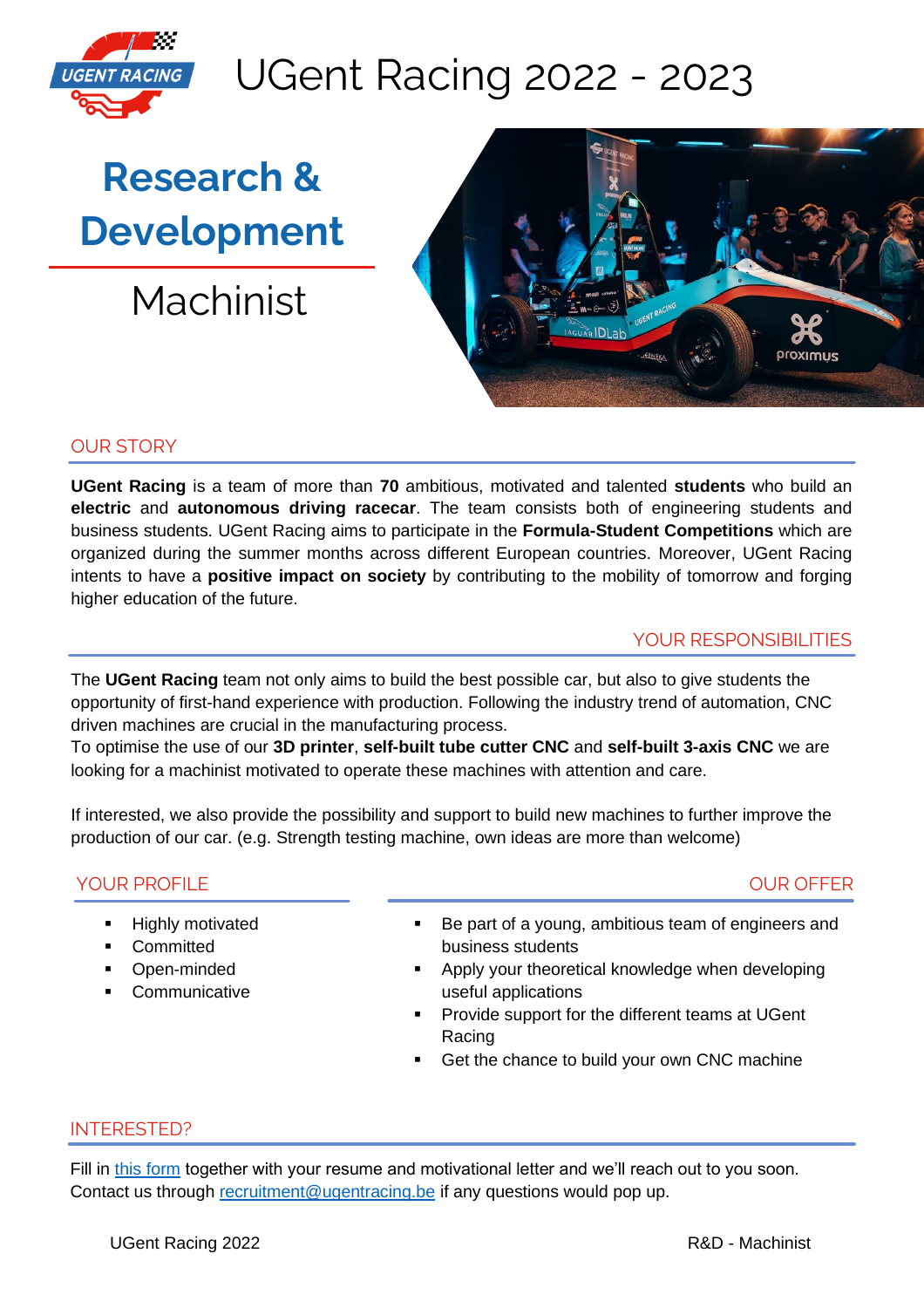# UGent Racing 2022 - 2023

## Research & Development

### Machinist

## OUR STORY

**UGent Racing** is a team of more than **70** ambitious, motivated and talented **students** who build an **electric** and **autonomous driving racecar**. The team consists both of engineering students and business students. UGent Racing aims to participate in the **Formula-Student Competitions** which are organized during the summer months across different European countries. Moreover, UGent Racing intents to have a **positive impact on society** by contributing to the mobility of tomorrow and forging higher education of the future.

## YOUR RESPONSIBILITIES

The **UGent Racing** team not only aims to build the best possible car, but also to give students the opportunity of first-hand experience with production. Following the industry trend of automation, CNC driven machines are crucial in the manufacturing process.
To optimise the use of our **3D printer**, **self-built tube cutter CNC** and **self-built 3-axis CNC** we are looking for a machinist motivated to operate these machines with attention and care.

If interested, we also provide the possibility and support to build new machines to further improve the production of our car. (e.g. Strength testing machine, own ideas are more than welcome)

## YOUR PROFILE

- Highly motivated
- Committed
- Open-minded
- Communicative

## OUR OFFER

- Be part of a young, ambitious team of engineers and business students
- Apply your theoretical knowledge when developing useful applications
- Provide support for the different teams at UGent Racing
- Get the chance to build your own CNC machine

## INTERESTED?

Fill in [this form](this form) together with your resume and motivational letter and we'll reach out to you soon.
Contact us through [recruitment@ugentracing.be](mailto:recruitment@ugentracing.be) if any questions would pop up.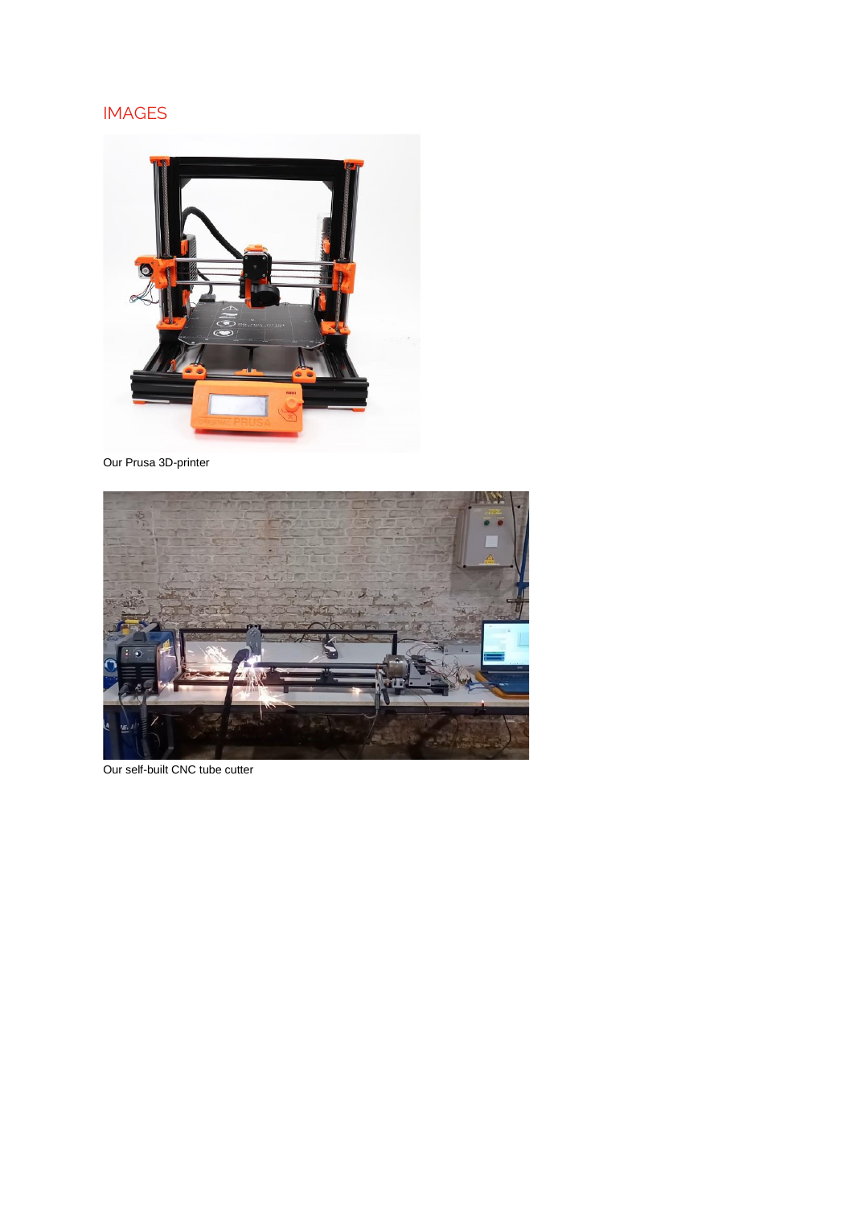## IMAGES

Our Prusa 3D-printer

Our self-built CNC tube cutter